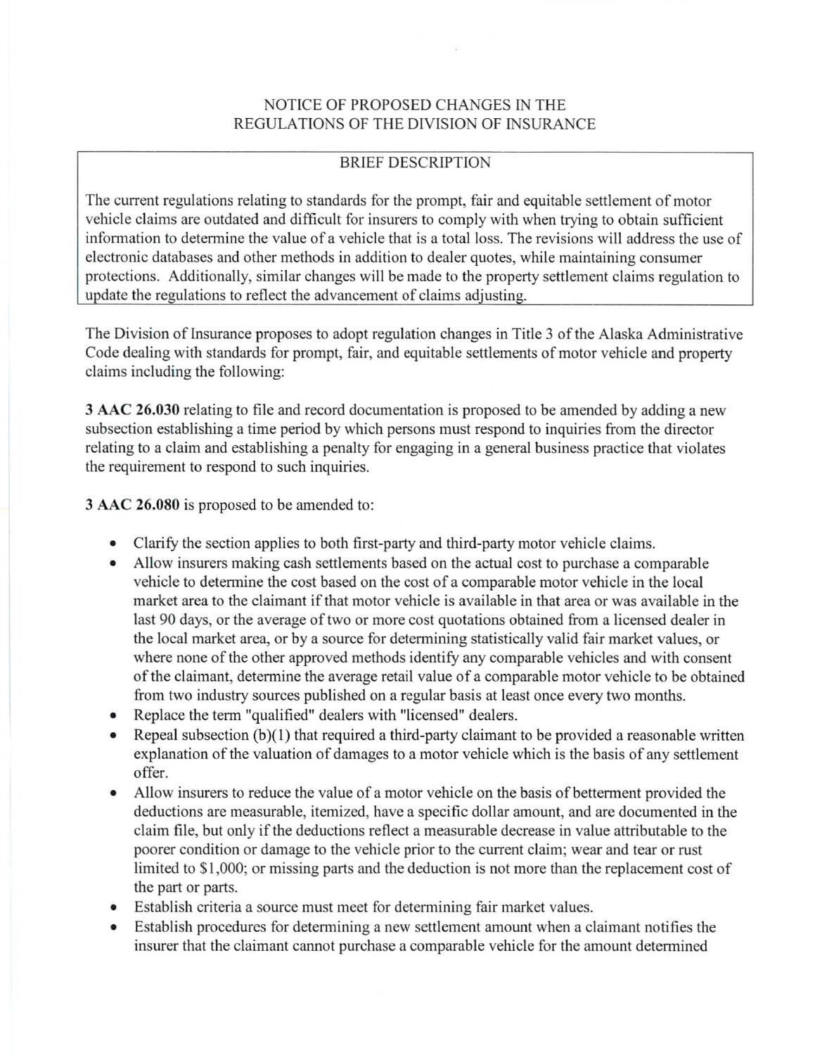# NOTICE OF PROPOSED CHANGES IN THE REGULATIONS OF THE DIVISION OF INSURANCE

## BRIEF DESCRIPTION

The current regulations relating to standards for the prompt, fair and equitable settlement of motor vehicle claims are outdated and difficult for insurers to comply with when trying to obtain sufficient information to determine the value of a vehicle that is a total loss. The revisions will address the use of electronic databases and other methods in addition to dealer quotes, while maintaining consumer protections. Additionally, similar changes will be made to the property settlement claims regulation to update the regulations to reflect the advancement of claims adjusting.

The Division of Insurance proposes to adopt regulation changes in Title 3 of the Alaska Administrative Code dealing with standards for prompt, fair, and equitable settlements of motor vehicle and property claims including the following:

**3 AAC 26.030** relating to file and record documentation is proposed to be amended by adding a new subsection establishing a time period by which persons must respond to inquiries from the director relating to a claim and establishing a penalty for engaging in a general business practice that violates the requirement to respond to such inquiries.

**3 AAC 26.080** is proposed to be amended to:

- Clarify the section applies to both first-party and third-party motor vehicle claims.
- Allow insurers making cash settlements based on the actual cost to purchase a comparable vehicle to determine the cost based on the cost of a comparable motor vehicle in the local market area to the claimant if that motor vehicle is available in that area or was available in the last 90 days, or the average of two or more cost quotations obtained from a licensed dealer in the local market area, or by a source for determining statistically valid fair market values, or where none of the other approved methods identify any comparable vehicles and with consent of the claimant, determine the average retail value of a comparable motor vehicle to be obtained from two industry sources published on a regular basis at least once every two months.
- Replace the term "qualified" dealers with "licensed" dealers.
- Repeal subsection (b)(1) that required a third-party claimant to be provided a reasonable written explanation of the valuation of damages to a motor vehicle which is the basis of any settlement offer.
- Allow insurers to reduce the value of a motor vehicle on the basis of betterment provided the deductions are measurable, itemized, have a specific dollar amount, and are documented in the claim file, but only if the deductions reflect a measurable decrease in value attributable to the poorer condition or damage to the vehicle prior to the current claim; wear and tear or rust limited to $1,000; or missing parts and the deduction is not more than the replacement cost of the part or parts.
- Establish criteria a source must meet for determining fair market values.
- Establish procedures for determining a new settlement amount when a claimant notifies the insurer that the claimant cannot purchase a comparable vehicle for the amount determined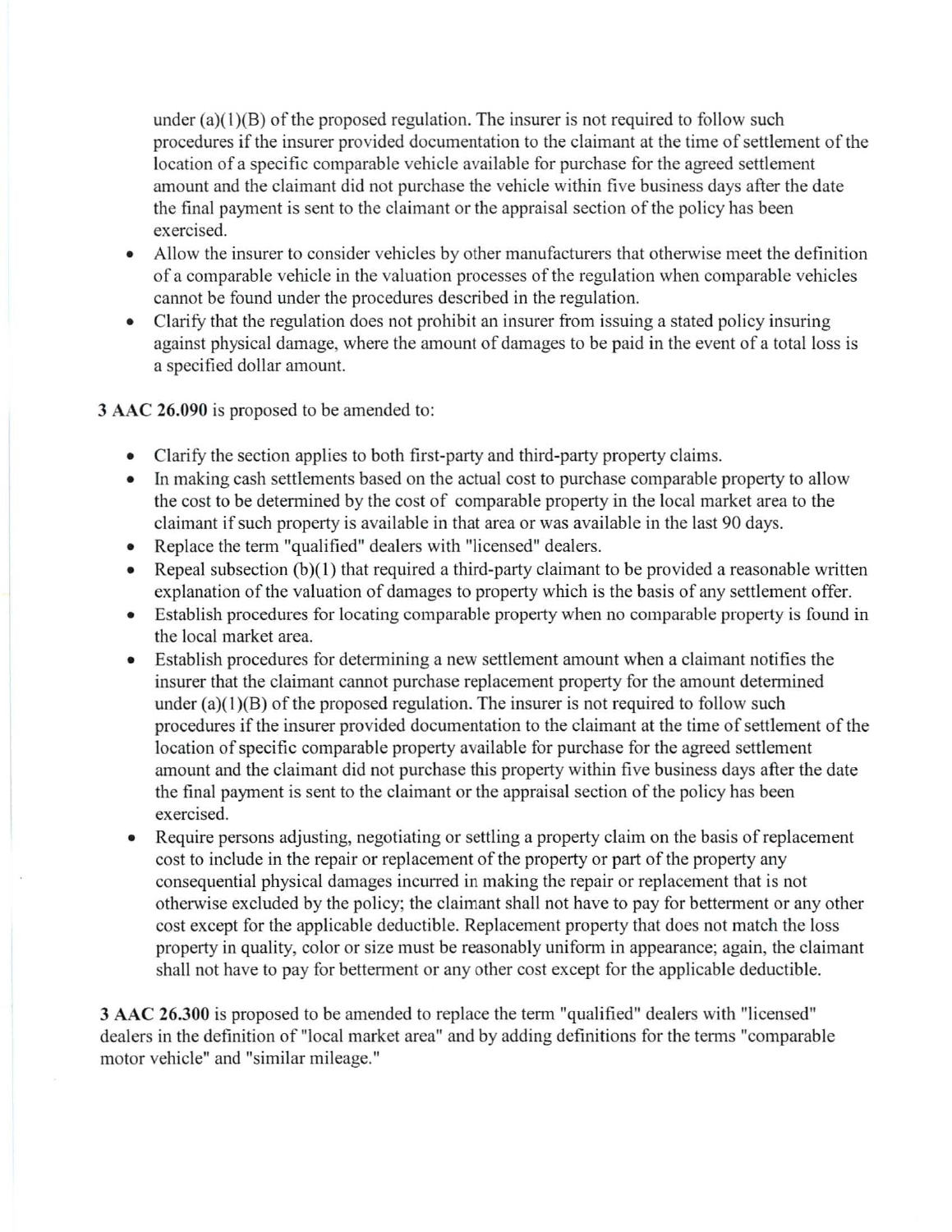under (a)(1)(B) of the proposed regulation. The insurer is not required to follow such procedures if the insurer provided documentation to the claimant at the time of settlement of the location of a specific comparable vehicle available for purchase for the agreed settlement amount and the claimant did not purchase the vehicle within five business days after the date the final payment is sent to the claimant or the appraisal section of the policy has been exercised.

- Allow the insurer to consider vehicles by other manufacturers that otherwise meet the definition of a comparable vehicle in the valuation processes of the regulation when comparable vehicles cannot be found under the procedures described in the regulation.
- Clarify that the regulation does not prohibit an insurer from issuing a stated policy insuring against physical damage, where the amount of damages to be paid in the event of a total loss is a specified dollar amount.

**3 AAC 26.090** is proposed to be amended to:

- Clarify the section applies to both first-party and third-party property claims.
- In making cash settlements based on the actual cost to purchase comparable property to allow the cost to be determined by the cost of comparable property in the local market area to the claimant if such property is available in that area or was available in the last 90 days.
- Replace the term "qualified" dealers with "licensed" dealers.
- Repeal subsection (b)(1) that required a third-party claimant to be provided a reasonable written explanation of the valuation of damages to property which is the basis of any settlement offer.
- Establish procedures for locating comparable property when no comparable property is found in the local market area.
- Establish procedures for determining a new settlement amount when a claimant notifies the insurer that the claimant cannot purchase replacement property for the amount determined under (a)(1)(B) of the proposed regulation. The insurer is not required to follow such procedures if the insurer provided documentation to the claimant at the time of settlement of the location of specific comparable property available for purchase for the agreed settlement amount and the claimant did not purchase this property within five business days after the date the final payment is sent to the claimant or the appraisal section of the policy has been exercised.
- Require persons adjusting, negotiating or settling a property claim on the basis of replacement cost to include in the repair or replacement of the property or part of the property any consequential physical damages incurred in making the repair or replacement that is not otherwise excluded by the policy; the claimant shall not have to pay for betterment or any other cost except for the applicable deductible. Replacement property that does not match the loss property in quality, color or size must be reasonably uniform in appearance; again, the claimant shall not have to pay for betterment or any other cost except for the applicable deductible.

**3 AAC 26.300** is proposed to be amended to replace the term "qualified" dealers with "licensed" dealers in the definition of "local market area" and by adding definitions for the terms "comparable motor vehicle" and "similar mileage."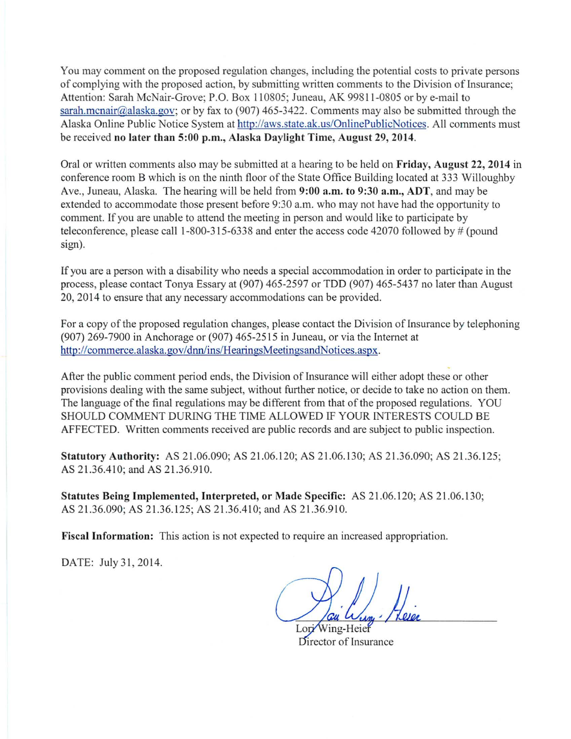You may comment on the proposed regulation changes, including the potential costs to private persons of complying with the proposed action, by submitting written comments to the Division of Insurance; Attention: Sarah McNair-Grove; P.O. Box 110805; Juneau, AK 99811-0805 or by e-mail to sarah.mcnair@alaska.gov; or by fax to (907) 465-3422. Comments may also be submitted through the Alaska Online Public Notice System at http://aws.state.ak.us/OnlinePublicNotices. All comments must be received **no later than 5:00 p.m., Alaska Daylight Time, August 29, 2014**.

Oral or written comments also may be submitted at a hearing to be held on **Friday, August 22, 2014** in conference room B which is on the ninth floor of the State Office Building located at 333 Willoughby Ave., Juneau, Alaska. The hearing will be held from **9:00 a.m. to 9:30 a.m., ADT**, and may be extended to accommodate those present before 9:30 a.m. who may not have had the opportunity to comment. If you are unable to attend the meeting in person and would like to participate by teleconference, please call 1-800-315-6338 and enter the access code 42070 followed by # (pound sign).

If you are a person with a disability who needs a special accommodation in order to participate in the process, please contact Tonya Essary at (907) 465-2597 or TDD (907) 465-5437 no later than August 20, 2014 to ensure that any necessary accommodations can be provided.

For a copy of the proposed regulation changes, please contact the Division of Insurance by telephoning (907) 269-7900 in Anchorage or (907) 465-2515 in Juneau, or via the Internet at http://commerce.alaska.gov/dnn/ins/HearingsMeetingsandNotices.aspx.

After the public comment period ends, the Division of Insurance will either adopt these or other provisions dealing with the same subject, without further notice, or decide to take no action on them. The language of the final regulations may be different from that of the proposed regulations. YOU SHOULD COMMENT DURING THE TIME ALLOWED IF YOUR INTERESTS COULD BE AFFECTED. Written comments received are public records and are subject to public inspection.

**Statutory Authority:** AS 21.06.090; AS 21.06.120; AS 21.06.130; AS 21.36.090; AS 21.36.125; AS 21.36.410; and AS 21.36.910.

**Statutes Being Implemented, Interpreted, or Made Specific:** AS 21.06.120; AS 21.06.130; AS 21.36.090; AS 21.36.125; AS 21.36.410; and AS 21.36.910.

**Fiscal Information:** This action is not expected to require an increased appropriation.

DATE: July 31, 2014.

Lori Wing-Heier
Director of Insurance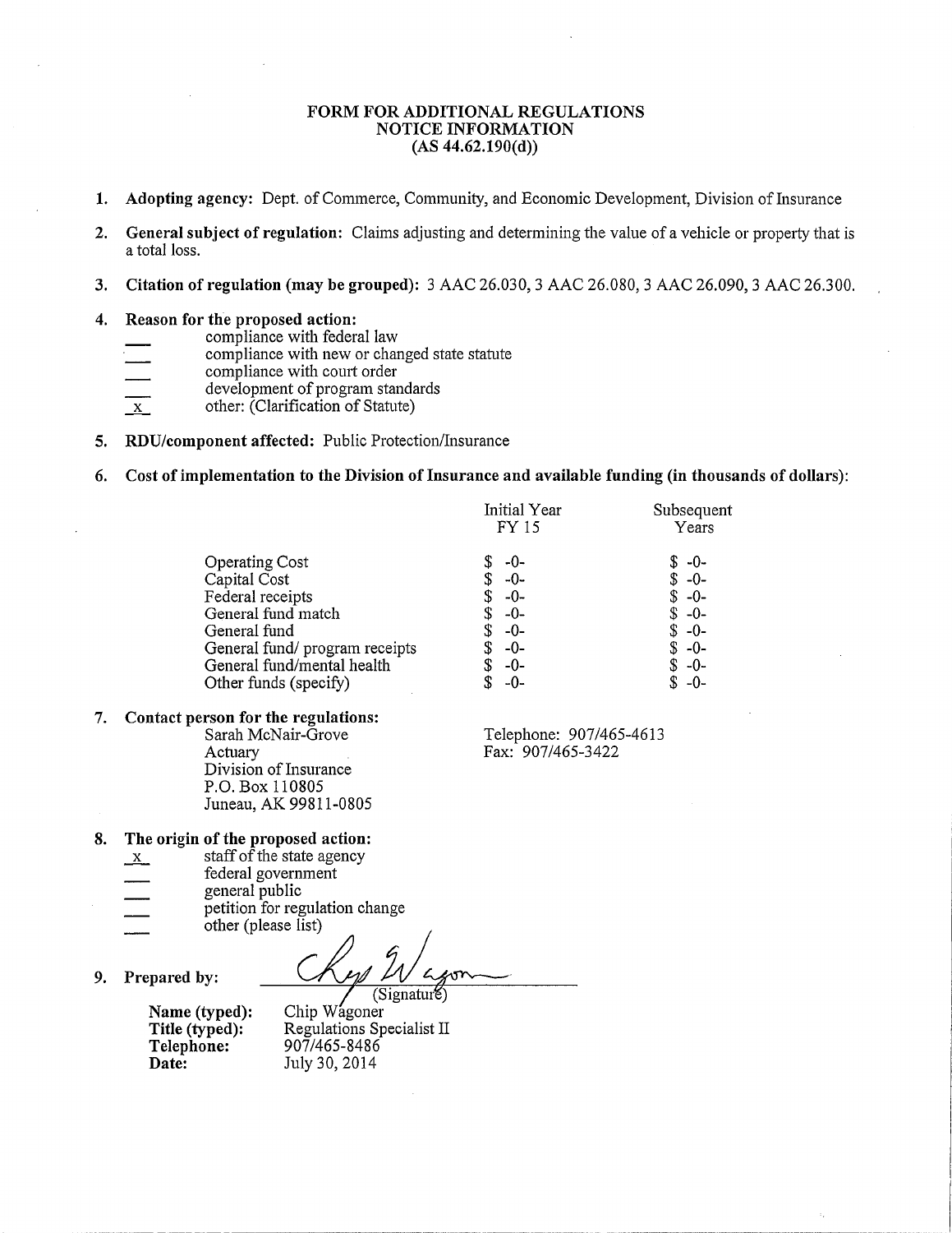**FORM FOR ADDITIONAL REGULATIONS**
**NOTICE INFORMATION**
**(AS 44.62.190(d))**

1. **Adopting agency:** Dept. of Commerce, Community, and Economic Development, Division of Insurance

2. **General subject of regulation:** Claims adjusting and determining the value of a vehicle or property that is a total loss.

3. **Citation of regulation (may be grouped):** 3 AAC 26.030, 3 AAC 26.080, 3 AAC 26.090, 3 AAC 26.300.

4. **Reason for the proposed action:**
   - ___ compliance with federal law
   - ___ compliance with new or changed state statute
   - ___ compliance with court order
   - ___ development of program standards
   - _x_ other: (Clarification of Statute)

5. **RDU/component affected:** Public Protection/Insurance

6. **Cost of implementation to the Division of Insurance and available funding (in thousands of dollars):**

| | Initial Year FY 15 | Subsequent Years |
|---|---|---|
| Operating Cost | $ -0- | $ -0- |
| Capital Cost | $ -0- | $ -0- |
| Federal receipts | $ -0- | $ -0- |
| General fund match | $ -0- | $ -0- |
| General fund | $ -0- | $ -0- |
| General fund/ program receipts | $ -0- | $ -0- |
| General fund/mental health | $ -0- | $ -0- |
| Other funds (specify) | $ -0- | $ -0- |

7. **Contact person for the regulations:**
   Sarah McNair-Grove
   Actuary
   Division of Insurance
   P.O. Box 110805
   Juneau, AK 99811-0805

   Telephone: 907/465-4613
   Fax: 907/465-3422

8. **The origin of the proposed action:**
   - _x_ staff of the state agency
   - ___ federal government
   - ___ general public
   - ___ petition for regulation change
   - ___ other (please list)

9. **Prepared by:** ______________________ (Signature)

   **Name (typed):** Chip Wagoner
   **Title (typed):** Regulations Specialist II
   **Telephone:** 907/465-8486
   **Date:** July 30, 2014